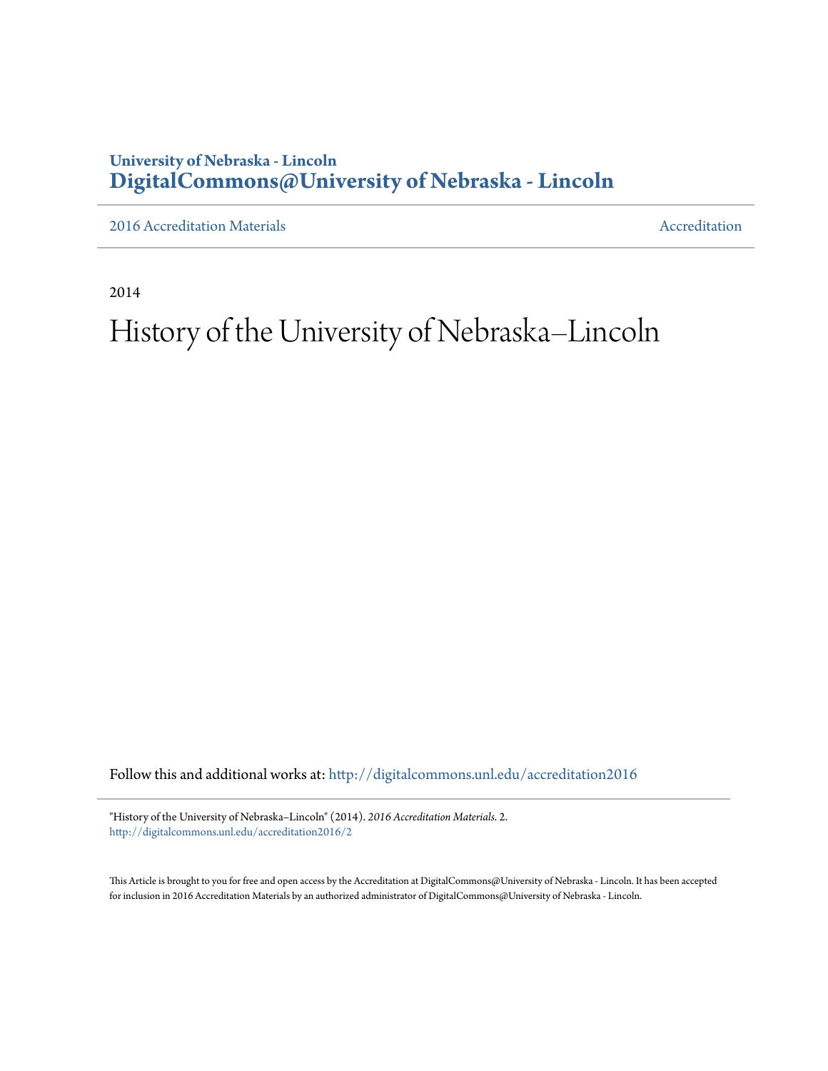University of Nebraska - Lincoln
**DigitalCommons@University of Nebraska - Lincoln**

2016 Accreditation Materials — Accreditation

2014

# History of the University of Nebraska–Lincoln

Follow this and additional works at: http://digitalcommons.unl.edu/accreditation2016

"History of the University of Nebraska–Lincoln" (2014). *2016 Accreditation Materials*. 2.
http://digitalcommons.unl.edu/accreditation2016/2

This Article is brought to you for free and open access by the Accreditation at DigitalCommons@University of Nebraska - Lincoln. It has been accepted for inclusion in 2016 Accreditation Materials by an authorized administrator of DigitalCommons@University of Nebraska - Lincoln.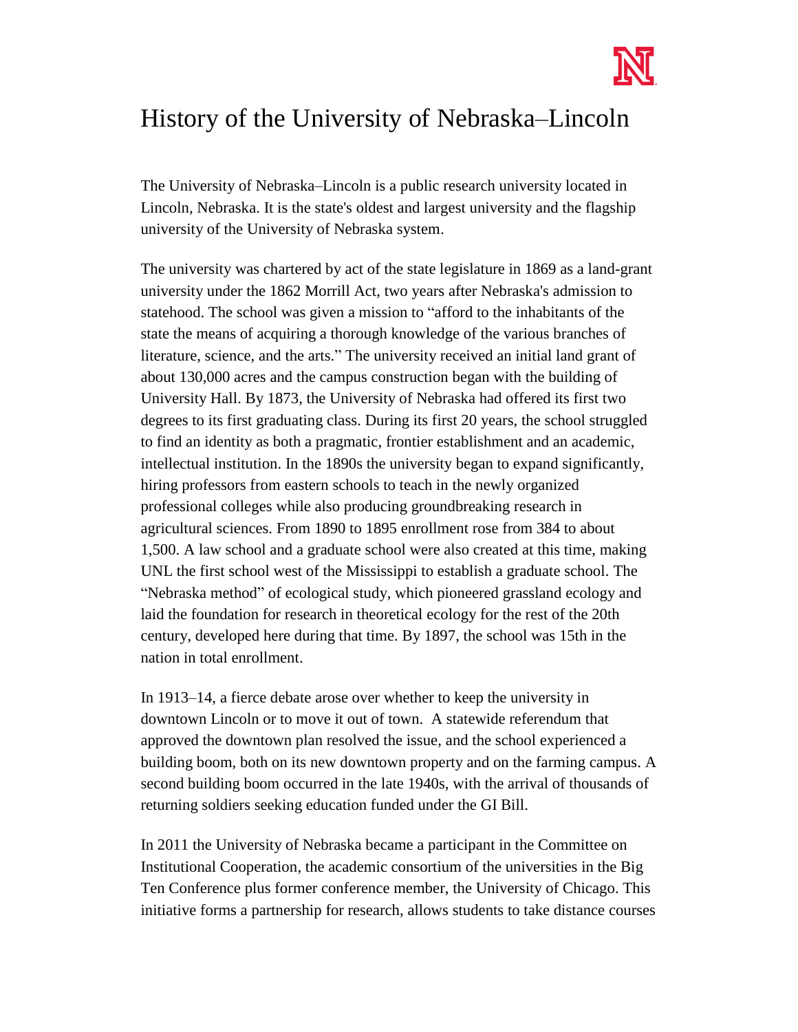# History of the University of Nebraska–Lincoln

The University of Nebraska–Lincoln is a public research university located in Lincoln, Nebraska. It is the state's oldest and largest university and the flagship university of the University of Nebraska system.

The university was chartered by act of the state legislature in 1869 as a land-grant university under the 1862 Morrill Act, two years after Nebraska's admission to statehood. The school was given a mission to "afford to the inhabitants of the state the means of acquiring a thorough knowledge of the various branches of literature, science, and the arts." The university received an initial land grant of about 130,000 acres and the campus construction began with the building of University Hall. By 1873, the University of Nebraska had offered its first two degrees to its first graduating class. During its first 20 years, the school struggled to find an identity as both a pragmatic, frontier establishment and an academic, intellectual institution. In the 1890s the university began to expand significantly, hiring professors from eastern schools to teach in the newly organized professional colleges while also producing groundbreaking research in agricultural sciences. From 1890 to 1895 enrollment rose from 384 to about 1,500. A law school and a graduate school were also created at this time, making UNL the first school west of the Mississippi to establish a graduate school. The "Nebraska method" of ecological study, which pioneered grassland ecology and laid the foundation for research in theoretical ecology for the rest of the 20th century, developed here during that time. By 1897, the school was 15th in the nation in total enrollment.

In 1913–14, a fierce debate arose over whether to keep the university in downtown Lincoln or to move it out of town. A statewide referendum that approved the downtown plan resolved the issue, and the school experienced a building boom, both on its new downtown property and on the farming campus. A second building boom occurred in the late 1940s, with the arrival of thousands of returning soldiers seeking education funded under the GI Bill.

In 2011 the University of Nebraska became a participant in the Committee on Institutional Cooperation, the academic consortium of the universities in the Big Ten Conference plus former conference member, the University of Chicago. This initiative forms a partnership for research, allows students to take distance courses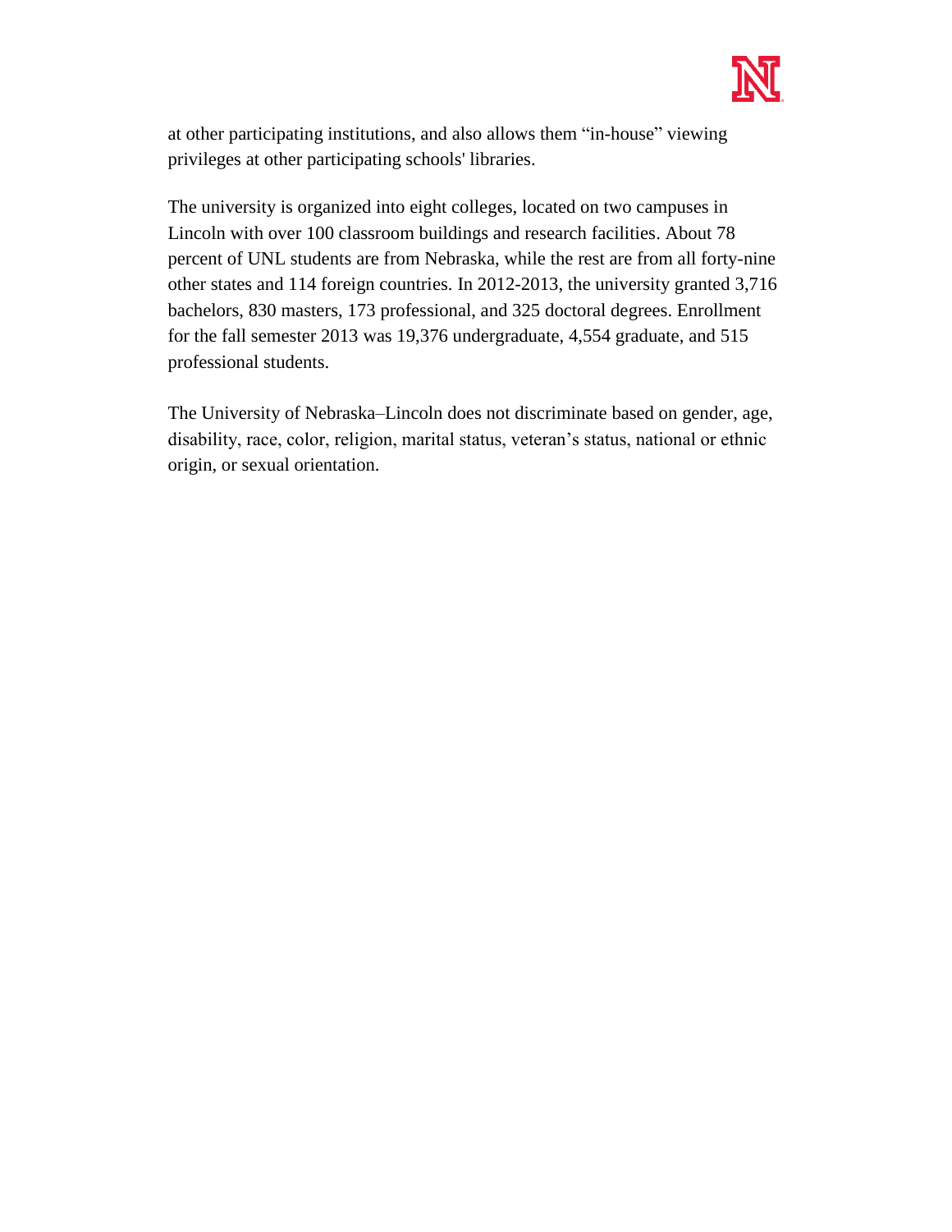at other participating institutions, and also allows them "in-house" viewing privileges at other participating schools' libraries.

The university is organized into eight colleges, located on two campuses in Lincoln with over 100 classroom buildings and research facilities. About 78 percent of UNL students are from Nebraska, while the rest are from all forty-nine other states and 114 foreign countries. In 2012-2013, the university granted 3,716 bachelors, 830 masters, 173 professional, and 325 doctoral degrees. Enrollment for the fall semester 2013 was 19,376 undergraduate, 4,554 graduate, and 515 professional students.

The University of Nebraska–Lincoln does not discriminate based on gender, age, disability, race, color, religion, marital status, veteran's status, national or ethnic origin, or sexual orientation.